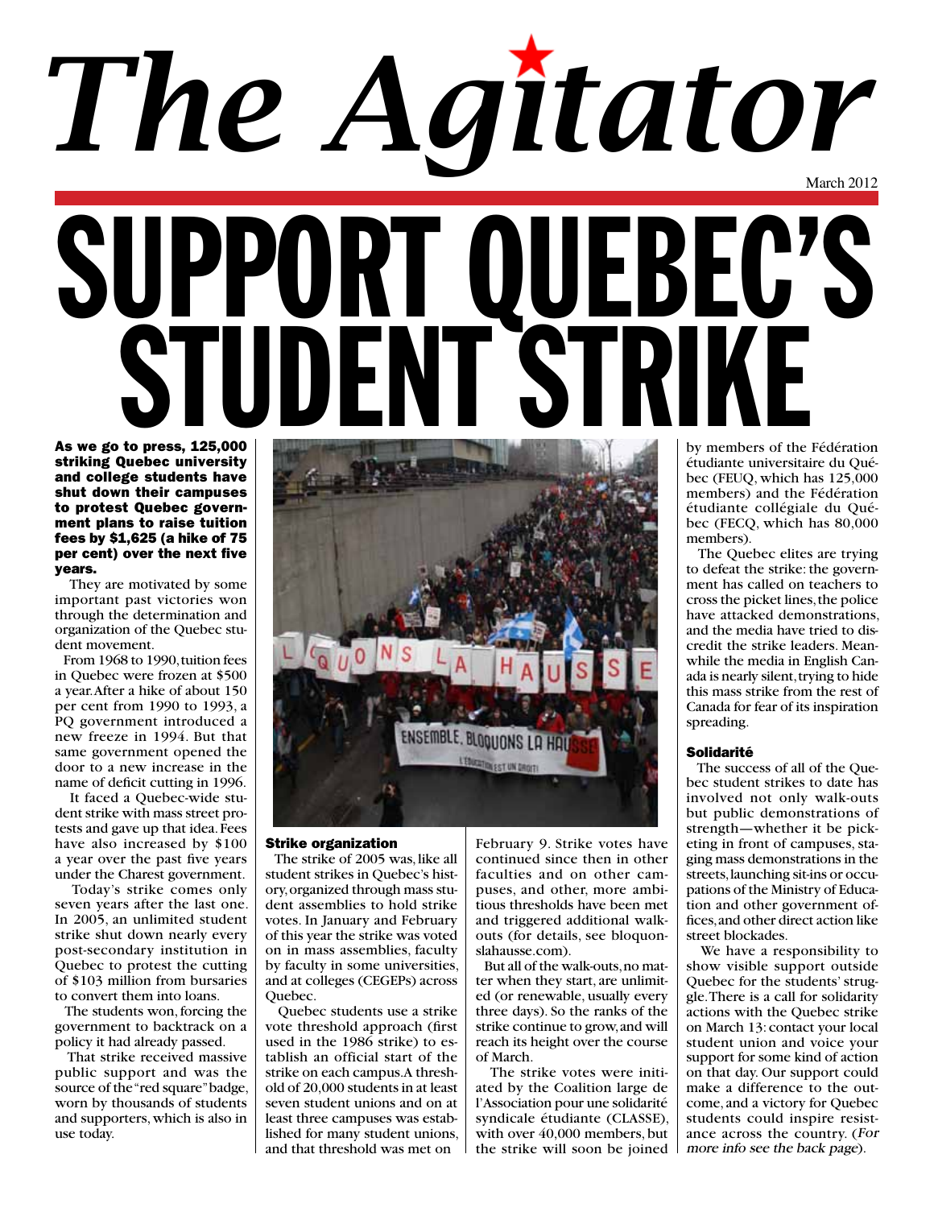# The Agitator

March 2012

# SUPPORT QUEBEC'S STUDENT STRIKE

**As we go to press, 125,000 striking Quebec university and college students have shut down their campuses to protest Quebec government plans to raise tuition fees by $1,625 (a hike of 75 per cent) over the next five years.**

They are motivated by some important past victories won through the determination and organization of the Quebec student movement.

From 1968 to 1990, tuition fees in Quebec were frozen at $500 a year. After a hike of about 150 per cent from 1990 to 1993, a PQ government introduced a new freeze in 1994. But that same government opened the door to a new increase in the name of deficit cutting in 1996.

It faced a Quebec-wide student strike with mass street protests and gave up that idea. Fees have also increased by $100 a year over the past five years under the Charest government.

Today's strike comes only seven years after the last one. In 2005, an unlimited student strike shut down nearly every post-secondary institution in Quebec to protest the cutting of $103 million from bursaries to convert them into loans.

The students won, forcing the government to backtrack on a policy it had already passed.

That strike received massive public support and was the source of the "red square" badge, worn by thousands of students and supporters, which is also in use today.

### Strike organization

The strike of 2005 was, like all student strikes in Quebec's history, organized through mass student assemblies to hold strike votes. In January and February of this year the strike was voted on in mass assemblies, faculty by faculty in some universities, and at colleges (CEGEPs) across Quebec.

Quebec students use a strike vote threshold approach (first used in the 1986 strike) to establish an official start of the strike on each campus. A threshold of 20,000 students in at least seven student unions and on at least three campuses was established for many student unions, and that threshold was met on February 9. Strike votes have continued since then in other faculties and on other campuses, and other, more ambitious thresholds have been met and triggered additional walkouts (for details, see bloquonslahausse.com).

But all of the walk-outs, no matter when they start, are unlimited (or renewable, usually every three days). So the ranks of the strike continue to grow, and will reach its height over the course of March.

The strike votes were initiated by the Coalition large de l'Association pour une solidarité syndicale étudiante (CLASSE), with over 40,000 members, but the strike will soon be joined by members of the Fédération étudiante universitaire du Québec (FEUQ, which has 125,000 members) and the Fédération étudiante collégiale du Québec (FECQ, which has 80,000 members).

The Quebec elites are trying to defeat the strike: the government has called on teachers to cross the picket lines, the police have attacked demonstrations, and the media have tried to discredit the strike leaders. Meanwhile the media in English Canada is nearly silent, trying to hide this mass strike from the rest of Canada for fear of its inspiration spreading.

### Solidarité

The success of all of the Quebec student strikes to date has involved not only walk-outs but public demonstrations of strength—whether it be picketing in front of campuses, staging mass demonstrations in the streets, launching sit-ins or occupations of the Ministry of Education and other government offices, and other direct action like street blockades.

We have a responsibility to show visible support outside Quebec for the students' struggle. There is a call for solidarity actions with the Quebec strike on March 13: contact your local student union and voice your support for some kind of action on that day. Our support could make a difference to the outcome, and a victory for Quebec students could inspire resistance across the country. (*For more info see the back page*).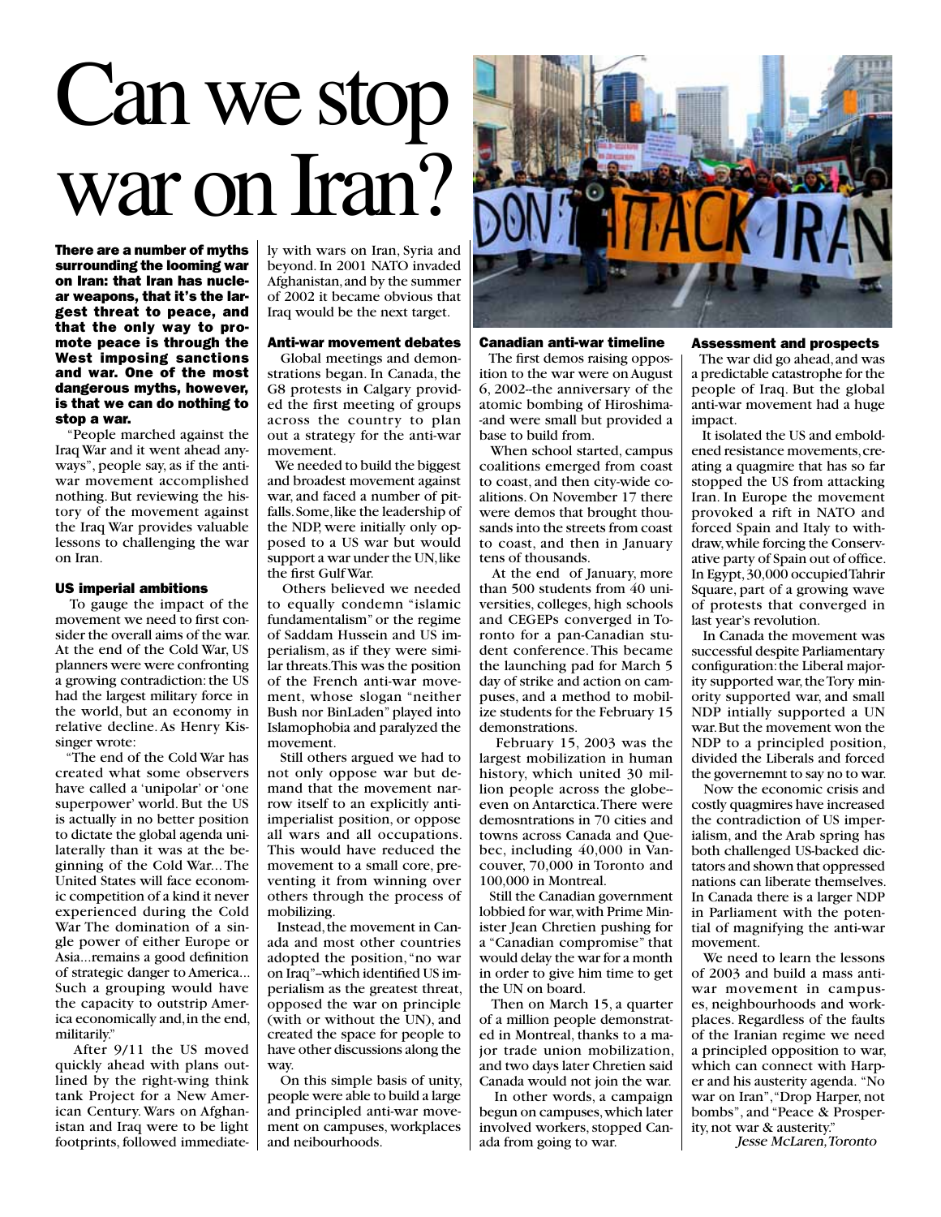# Can we stop war on Iran?

**There are a number of myths surrounding the looming war on Iran: that Iran has nuclear weapons, that it's the largest threat to peace, and that the only way to promote peace is through the West imposing sanctions and war. One of the most dangerous myths, however, is that we can do nothing to stop a war.**

"People marched against the Iraq War and it went ahead anyways", people say, as if the antiwar movement accomplished nothing. But reviewing the history of the movement against the Iraq War provides valuable lessons to challenging the war on Iran.

### US imperial ambitions

To gauge the impact of the movement we need to first consider the overall aims of the war. At the end of the Cold War, US planners were were confronting a growing contradiction: the US had the largest military force in the world, but an economy in relative decline. As Henry Kissinger wrote:

"The end of the Cold War has created what some observers have called a 'unipolar' or 'one superpower' world. But the US is actually in no better position to dictate the global agenda unilaterally than it was at the beginning of the Cold War... The United States will face economic competition of a kind it never experienced during the Cold War The domination of a single power of either Europe or Asia...remains a good definition of strategic danger to America... Such a grouping would have the capacity to outstrip America economically and, in the end, militarily."

After 9/11 the US moved quickly ahead with plans outlined by the right-wing think tank Project for a New American Century. Wars on Afghanistan and Iraq were to be light footprints, followed immediately with wars on Iran, Syria and beyond. In 2001 NATO invaded Afghanistan, and by the summer of 2002 it became obvious that Iraq would be the next target.

### Anti-war movement debates

Global meetings and demonstrations began. In Canada, the G8 protests in Calgary provided the first meeting of groups across the country to plan out a strategy for the anti-war movement.

We needed to build the biggest and broadest movement against war, and faced a number of pitfalls. Some, like the leadership of the NDP, were initially only opposed to a US war but would support a war under the UN, like the first Gulf War.

Others believed we needed to equally condemn "islamic fundamentalism" or the regime of Saddam Hussein and US imperialism, as if they were similar threats. This was the position of the French anti-war movement, whose slogan "neither Bush nor BinLaden" played into Islamophobia and paralyzed the movement.

Still others argued we had to not only oppose war but demand that the movement narrow itself to an explicitly antiimperialist position, or oppose all wars and all occupations. This would have reduced the movement to a small core, preventing it from winning over others through the process of mobilizing.

Instead, the movement in Canada and most other countries adopted the position, "no war on Iraq"–which identified US imperialism as the greatest threat, opposed the war on principle (with or without the UN), and created the space for people to have other discussions along the way.

On this simple basis of unity, people were able to build a large and principled anti-war movement on campuses, workplaces and neibourhoods.

### Canadian anti-war timeline

The first demos raising opposition to the war were on August 6, 2002--the anniversary of the atomic bombing of Hiroshima--and were small but provided a base to build from.

When school started, campus coalitions emerged from coast to coast, and then city-wide coalitions. On November 17 there were demos that brought thousands into the streets from coast to coast, and then in January tens of thousands.

At the end of January, more than 500 students from 40 universities, colleges, high schools and CEGEPs converged in Toronto for a pan-Canadian student conference. This became the launching pad for March 5 day of strike and action on campuses, and a method to mobilize students for the February 15 demonstrations.

February 15, 2003 was the largest mobilization in human history, which united 30 million people across the globe--even on Antarctica. There were demosntrations in 70 cities and towns across Canada and Quebec, including 40,000 in Vancouver, 70,000 in Toronto and 100,000 in Montreal.

Still the Canadian government lobbied for war, with Prime Minister Jean Chretien pushing for a "Canadian compromise" that would delay the war for a month in order to give him time to get the UN on board.

Then on March 15, a quarter of a million people demonstrated in Montreal, thanks to a major trade union mobilization, and two days later Chretien said Canada would not join the war.

In other words, a campaign begun on campuses, which later involved workers, stopped Canada from going to war.

### Assessment and prospects

The war did go ahead, and was a predictable catastrophe for the people of Iraq. But the global anti-war movement had a huge impact.

It isolated the US and emboldened resistance movements, creating a quagmire that has so far stopped the US from attacking Iran. In Europe the movement provoked a rift in NATO and forced Spain and Italy to withdraw, while forcing the Conservative party of Spain out of office. In Egypt, 30,000 occupied Tahrir Square, part of a growing wave of protests that converged in last year's revolution.

In Canada the movement was successful despite Parliamentary configuration: the Liberal majority supported war, the Tory minority supported war, and small NDP intially supported a UN war. But the movement won the NDP to a principled position, divided the Liberals and forced the governemnt to say no to war.

Now the economic crisis and costly quagmires have increased the contradiction of US imperialism, and the Arab spring has both challenged US-backed dictators and shown that oppressed nations can liberate themselves. In Canada there is a larger NDP in Parliament with the potential of magnifying the anti-war movement.

We need to learn the lessons of 2003 and build a mass antiwar movement in campuses, neighbourhoods and workplaces. Regardless of the faults of the Iranian regime we need a principled opposition to war, which can connect with Harper and his austerity agenda. "No war on Iran", "Drop Harper, not bombs", and "Peace & Prosperity, not war & austerity."

*Jesse McLaren, Toronto*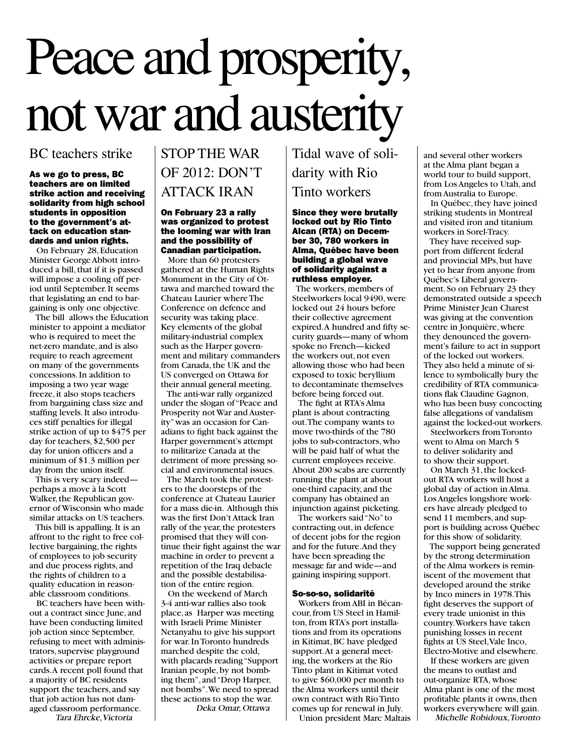# Peace and prosperity, not war and austerity

## BC teachers strike

**As we go to press, BC teachers are on limited strike action and receiving solidarity from high school students in opposition to the government's attack on education standards and union rights.**

On February 28, Education Minister George Abbott introduced a bill, that if it is passed will impose a cooling off period until September. It seems that legislating an end to bargaining is only one objective.

The bill allows the Education minister to appoint a mediator who is required to meet the net-zero mandate, and is also require to reach agreement on many of the governments concessions. In addition to imposing a two year wage freeze, it also stops teachers from bargaining class size and staffing levels. It also introduces stiff penalties for illegal strike action of up to $475 per day for teachers, $2,500 per day for union officers and a minimum of $1.3 million per day from the union itself.

This is very scary indeed—perhaps a move à la Scott Walker, the Republican governor of Wisconsin who made similar attacks on US teachers.

This bill is appalling. It is an affront to the right to free collective bargaining, the rights of employees to job security and due process rights, and the rights of children to a quality education in reasonable classroom conditions.

BC teachers have been without a contract since June, and have been conducting limited job action since September, refusing to meet with administrators, supervise playground activities or prepare report cards. A recent poll found that a majority of BC residents support the teachers, and say that job action has not damaged classroom performance.

*Tara Ehrcke, Victoria*

## STOP THE WAR OF 2012: DON'T ATTACK IRAN

**On February 23 a rally was organized to protest the looming war with Iran and the possibility of Canadian participation.**

More than 60 protesters gathered at the Human Rights Monument in the City of Ottawa and marched toward the Chateau Laurier where The Conference on defence and security was taking place. Key elements of the global military-industrial complex such as the Harper government and military commanders from Canada, the UK and the US converged on Ottawa for their annual general meeting.

The anti-war rally organized under the slogan of "Peace and Prosperity not War and Austerity" was an occasion for Canadians to fight back against the Harper government's attempt to militarize Canada at the detriment of more pressing social and environmental issues.

The March took the protesters to the doorsteps of the conference at Chateau Laurier for a mass die-in. Although this was the first Don't Attack Iran rally of the year, the protesters promised that they will continue their fight against the war machine in order to prevent a repetition of the Iraq debacle and the possible destabilisation of the entire region.

On the weekend of March 3-4 anti-war rallies also took place, as Harper was meeting with Israeli Prime Minister Netanyahu to give his support for war. In Toronto hundreds marched despite the cold, with placards reading "Support Iranian people, by not bombing them", and "Drop Harper, not bombs". We need to spread these actions to stop the war.

*Deka Omar, Ottawa*

## Tidal wave of solidarity with Rio Tinto workers

**Since they were brutally locked out by Rio Tinto Alcan (RTA) on December 30, 780 workers in Alma, Québec have been building a global wave of solidarity against a ruthless employer.**

The workers, members of Steelworkers local 9490, were locked out 24 hours before their collective agreement expired. A hundred and fifty security guards—many of whom spoke no French—kicked the workers out, not even allowing those who had been exposed to toxic beryllium to decontaminate themselves before being forced out.

The fight at RTA's Alma plant is about contracting out. The company wants to move two-thirds of the 780 jobs to sub-contractors, who will be paid half of what the current employees receive. About 200 scabs are currently running the plant at about one-third capacity, and the company has obtained an injunction against picketing.

The workers said "No" to contracting out, in defence of decent jobs for the region and for the future. And they have been spreading the message far and wide—and gaining inspiring support.

### So-so-so, solidarité

Workers from ABI in Bécancour, from US Steel in Hamilton, from RTA's port installations and from its operations in Kitimat, BC have pledged support. At a general meeting, the workers at the Rio Tinto plant in Kitimat voted to give $60,000 per month to the Alma workers until their own contract with Rio Tinto comes up for renewal in July.

Union president Marc Maltais and several other workers at the Alma plant began a world tour to build support, from Los Angeles to Utah, and from Australia to Europe.

In Québec, they have joined striking students in Montreal and visited iron and titanium workers in Sorel-Tracy.

They have received support from different federal and provincial MPs, but have yet to hear from anyone from Québec's Liberal government. So on February 23 they demonstrated outside a speech Prime Minister Jean Charest was giving at the convention centre in Jonquière, where they denounced the government's failure to act in support of the locked out workers. They also held a minute of silence to symbolically bury the credibility of RTA communications flak Claudine Gagnon, who has been busy concocting false allegations of vandalism against the locked-out workers.

Steelworkers from Toronto went to Alma on March 5 to deliver solidarity and to show their support.

On March 31, the locked-out RTA workers will host a global day of action in Alma. Los Angeles longshore workers have already pledged to send 11 members, and support is building across Québec for this show of solidarity.

The support being generated by the strong determination of the Alma workers is reminiscent of the movement that developed around the strike by Inco miners in 1978. This fight deserves the support of every trade unionist in this country. Workers have taken punishing losses in recent fights at US Steel, Vale Inco, Electro-Motive and elsewhere.

If these workers are given the means to outlast and out-organize RTA, whose Alma plant is one of the most profitable plants it owns, then workers everywhere will gain.

*Michelle Robidoux, Toronto*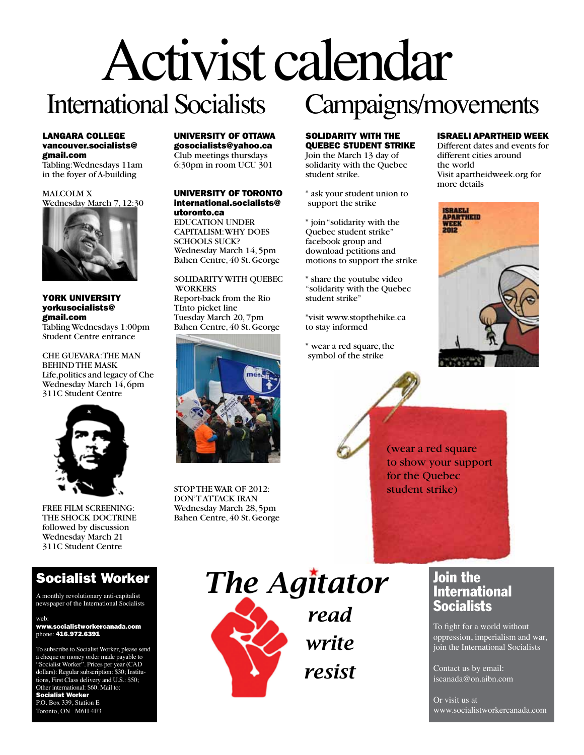# Activist calendar

## International Socialists

### LANGARA COLLEGE

**vancouver.socialists@gmail.com**

Tabling: Wednesdays 11am in the foyer of A-building

MALCOLM X
Wednesday March 7, 12:30

### YORK UNIVERSITY

**yorkusocialists@gmail.com**

Tabling Wednesdays 1:00pm Student Centre entrance

CHE GUEVARA: THE MAN BEHIND THE MASK
Life, politics and legacy of Che
Wednesday March 14, 6pm
311C Student Centre

FREE FILM SCREENING: THE SHOCK DOCTRINE
followed by discussion
Wednesday March 21
311C Student Centre

### UNIVERSITY OF OTTAWA

**gosocialists@yahoo.ca**

Club meetings thursdays 6:30pm in room UCU 301

### UNIVERSITY OF TORONTO

**international.socialists@utoronto.ca**

EDUCATION UNDER CAPITALISM: WHY DOES SCHOOLS SUCK?
Wednesday March 14, 5pm
Bahen Centre, 40 St. George

SOLIDARITY WITH QUEBEC WORKERS
Report-back from the Rio TInto picket line
Tuesday March 20, 7pm
Bahen Centre, 40 St. George

STOP THE WAR OF 2012: DON'T ATTACK IRAN
Wednesday March 28, 5pm
Bahen Centre, 40 St. George

## Campaigns/movements

### SOLIDARITY WITH THE QUEBEC STUDENT STRIKE

Join the March 13 day of solidarity with the Quebec student strike.

* ask your student union to support the strike

* join "solidarity with the Quebec student strike" facebook group and download petitions and motions to support the strike

* share the youtube video "solidarity with the Quebec student strike"

* visit www.stopthehike.ca to stay informed

* wear a red square, the symbol of the strike

### ISRAELI APARTHEID WEEK

Different dates and events for different cities around the world
Visit apartheidweek.org for more details

(wear a red square to show your support for the Quebec student strike)

## Socialist Worker

A monthly revolutionary anti-capitalist newspaper of the International Socialists

web: **www.socialistworkercanada.com**
phone: **416.972.6391**

To subscribe to Socialist Worker, please send a cheque or money order made payable to "Socialist Worker". Prices per year (CAD dollars): Regular subscription: $30; Institutions, First Class delivery and U.S.: $50; Other international: $60. Mail to:
**Socialist Worker**
P.O. Box 339, Station E
Toronto, ON M6H 4E3

## *The Agitator*

*read*
*write*
*resist*

## Join the International Socialists

To fight for a world without oppression, imperialism and war, join the International Socialists

Contact us by email:
iscanada@on.aibn.com

Or visit us at
www.socialistworkercanada.com